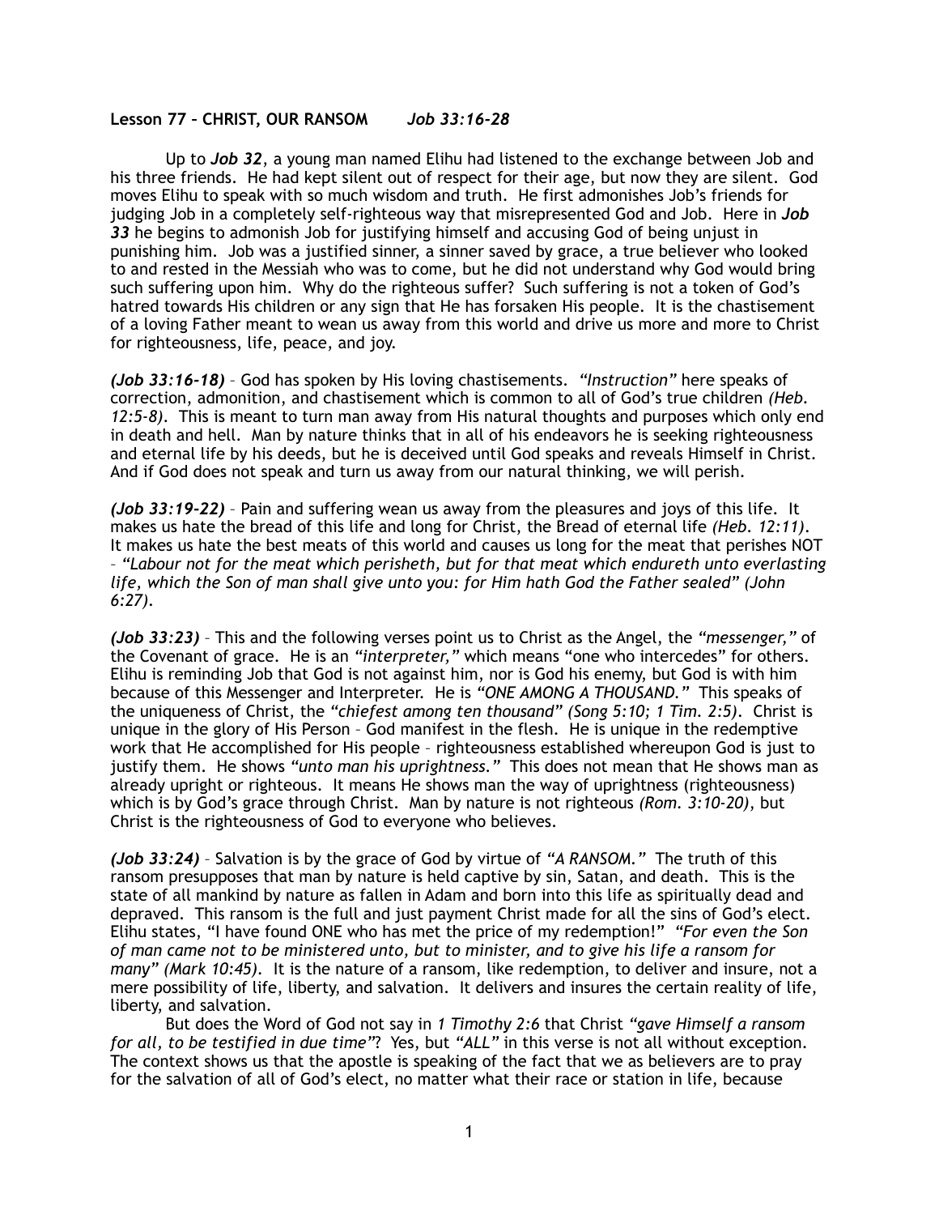**Lesson 77 – CHRIST, OUR RANSOM** *Job 33:16-28*

Up to ***Job 32***, a young man named Elihu had listened to the exchange between Job and his three friends. He had kept silent out of respect for their age, but now they are silent. God moves Elihu to speak with so much wisdom and truth. He first admonishes Job's friends for judging Job in a completely self-righteous way that misrepresented God and Job. Here in ***Job 33*** he begins to admonish Job for justifying himself and accusing God of being unjust in punishing him. Job was a justified sinner, a sinner saved by grace, a true believer who looked to and rested in the Messiah who was to come, but he did not understand why God would bring such suffering upon him. Why do the righteous suffer? Such suffering is not a token of God's hatred towards His children or any sign that He has forsaken His people. It is the chastisement of a loving Father meant to wean us away from this world and drive us more and more to Christ for righteousness, life, peace, and joy.

***(Job 33:16-18)*** – God has spoken by His loving chastisements. *"Instruction"* here speaks of correction, admonition, and chastisement which is common to all of God's true children *(Heb. 12:5-8)*. This is meant to turn man away from His natural thoughts and purposes which only end in death and hell. Man by nature thinks that in all of his endeavors he is seeking righteousness and eternal life by his deeds, but he is deceived until God speaks and reveals Himself in Christ. And if God does not speak and turn us away from our natural thinking, we will perish.

***(Job 33:19-22)*** – Pain and suffering wean us away from the pleasures and joys of this life. It makes us hate the bread of this life and long for Christ, the Bread of eternal life *(Heb. 12:11)*. It makes us hate the best meats of this world and causes us long for the meat that perishes NOT – *"Labour not for the meat which perisheth, but for that meat which endureth unto everlasting life, which the Son of man shall give unto you: for Him hath God the Father sealed" (John 6:27)*.

***(Job 33:23)*** – This and the following verses point us to Christ as the Angel, the *"messenger,"* of the Covenant of grace. He is an *"interpreter,"* which means "one who intercedes" for others. Elihu is reminding Job that God is not against him, nor is God his enemy, but God is with him because of this Messenger and Interpreter. He is *"ONE AMONG A THOUSAND."* This speaks of the uniqueness of Christ, the *"chiefest among ten thousand" (Song 5:10; 1 Tim. 2:5)*. Christ is unique in the glory of His Person – God manifest in the flesh. He is unique in the redemptive work that He accomplished for His people – righteousness established whereupon God is just to justify them. He shows *"unto man his uprightness."* This does not mean that He shows man as already upright or righteous. It means He shows man the way of uprightness (righteousness) which is by God's grace through Christ. Man by nature is not righteous *(Rom. 3:10-20)*, but Christ is the righteousness of God to everyone who believes.

***(Job 33:24)*** – Salvation is by the grace of God by virtue of *"A RANSOM."* The truth of this ransom presupposes that man by nature is held captive by sin, Satan, and death. This is the state of all mankind by nature as fallen in Adam and born into this life as spiritually dead and depraved. This ransom is the full and just payment Christ made for all the sins of God's elect. Elihu states, "I have found ONE who has met the price of my redemption!" *"For even the Son of man came not to be ministered unto, but to minister, and to give his life a ransom for many" (Mark 10:45)*. It is the nature of a ransom, like redemption, to deliver and insure, not a mere possibility of life, liberty, and salvation. It delivers and insures the certain reality of life, liberty, and salvation.

But does the Word of God not say in *1 Timothy 2:6* that Christ *"gave Himself a ransom for all, to be testified in due time"*? Yes, but *"ALL"* in this verse is not all without exception. The context shows us that the apostle is speaking of the fact that we as believers are to pray for the salvation of all of God's elect, no matter what their race or station in life, because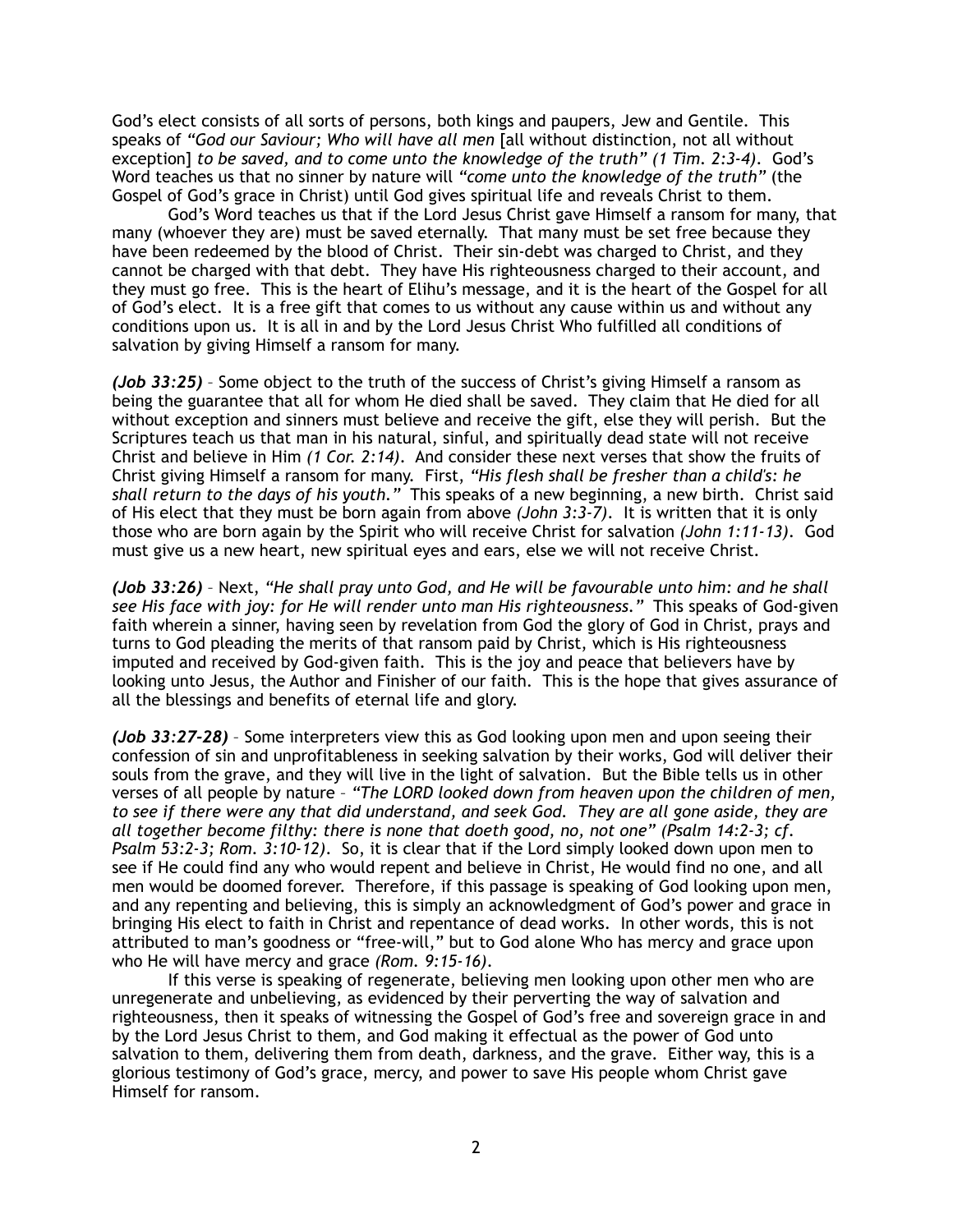God's elect consists of all sorts of persons, both kings and paupers, Jew and Gentile. This speaks of *"God our Saviour; Who will have all men* [all without distinction, not all without exception] *to be saved, and to come unto the knowledge of the truth" (1 Tim. 2:3-4)*. God's Word teaches us that no sinner by nature will *"come unto the knowledge of the truth"* (the Gospel of God's grace in Christ) until God gives spiritual life and reveals Christ to them.

God's Word teaches us that if the Lord Jesus Christ gave Himself a ransom for many, that many (whoever they are) must be saved eternally. That many must be set free because they have been redeemed by the blood of Christ. Their sin-debt was charged to Christ, and they cannot be charged with that debt. They have His righteousness charged to their account, and they must go free. This is the heart of Elihu's message, and it is the heart of the Gospel for all of God's elect. It is a free gift that comes to us without any cause within us and without any conditions upon us. It is all in and by the Lord Jesus Christ Who fulfilled all conditions of salvation by giving Himself a ransom for many.

***(Job 33:25)*** – Some object to the truth of the success of Christ's giving Himself a ransom as being the guarantee that all for whom He died shall be saved. They claim that He died for all without exception and sinners must believe and receive the gift, else they will perish. But the Scriptures teach us that man in his natural, sinful, and spiritually dead state will not receive Christ and believe in Him *(1 Cor. 2:14)*. And consider these next verses that show the fruits of Christ giving Himself a ransom for many. First, *"His flesh shall be fresher than a child's: he shall return to the days of his youth."* This speaks of a new beginning, a new birth. Christ said of His elect that they must be born again from above *(John 3:3-7)*. It is written that it is only those who are born again by the Spirit who will receive Christ for salvation *(John 1:11-13)*. God must give us a new heart, new spiritual eyes and ears, else we will not receive Christ.

***(Job 33:26)*** – Next, *"He shall pray unto God, and He will be favourable unto him: and he shall see His face with joy: for He will render unto man His righteousness."* This speaks of God-given faith wherein a sinner, having seen by revelation from God the glory of God in Christ, prays and turns to God pleading the merits of that ransom paid by Christ, which is His righteousness imputed and received by God-given faith. This is the joy and peace that believers have by looking unto Jesus, the Author and Finisher of our faith. This is the hope that gives assurance of all the blessings and benefits of eternal life and glory.

***(Job 33:27-28)*** – Some interpreters view this as God looking upon men and upon seeing their confession of sin and unprofitableness in seeking salvation by their works, God will deliver their souls from the grave, and they will live in the light of salvation. But the Bible tells us in other verses of all people by nature – *"The LORD looked down from heaven upon the children of men, to see if there were any that did understand, and seek God. They are all gone aside, they are all together become filthy: there is none that doeth good, no, not one" (Psalm 14:2-3; cf. Psalm 53:2-3; Rom. 3:10-12)*. So, it is clear that if the Lord simply looked down upon men to see if He could find any who would repent and believe in Christ, He would find no one, and all men would be doomed forever. Therefore, if this passage is speaking of God looking upon men, and any repenting and believing, this is simply an acknowledgment of God's power and grace in bringing His elect to faith in Christ and repentance of dead works. In other words, this is not attributed to man's goodness or "free-will," but to God alone Who has mercy and grace upon who He will have mercy and grace *(Rom. 9:15-16)*.

If this verse is speaking of regenerate, believing men looking upon other men who are unregenerate and unbelieving, as evidenced by their perverting the way of salvation and righteousness, then it speaks of witnessing the Gospel of God's free and sovereign grace in and by the Lord Jesus Christ to them, and God making it effectual as the power of God unto salvation to them, delivering them from death, darkness, and the grave. Either way, this is a glorious testimony of God's grace, mercy, and power to save His people whom Christ gave Himself for ransom.